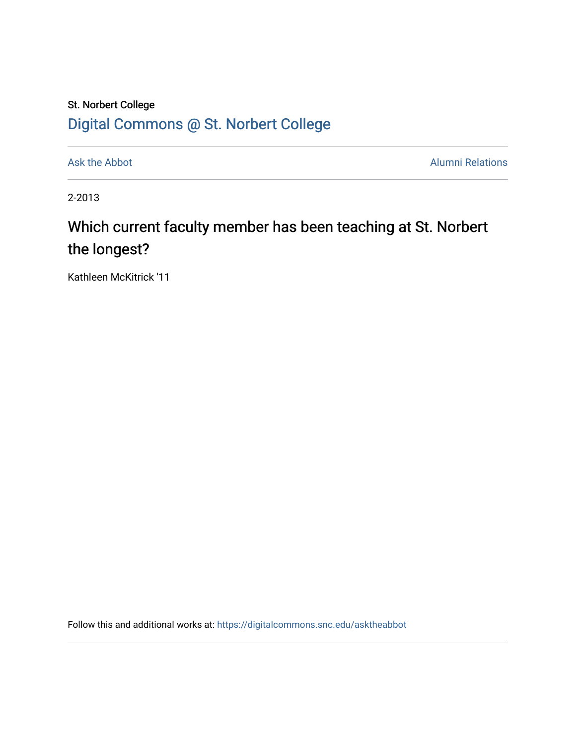St. Norbert College

## Digital Commons @ St. Norbert College

Ask the Abbot

Alumni Relations

2-2013

# Which current faculty member has been teaching at St. Norbert the longest?

Kathleen McKitrick '11

Follow this and additional works at: https://digitalcommons.snc.edu/asktheabbot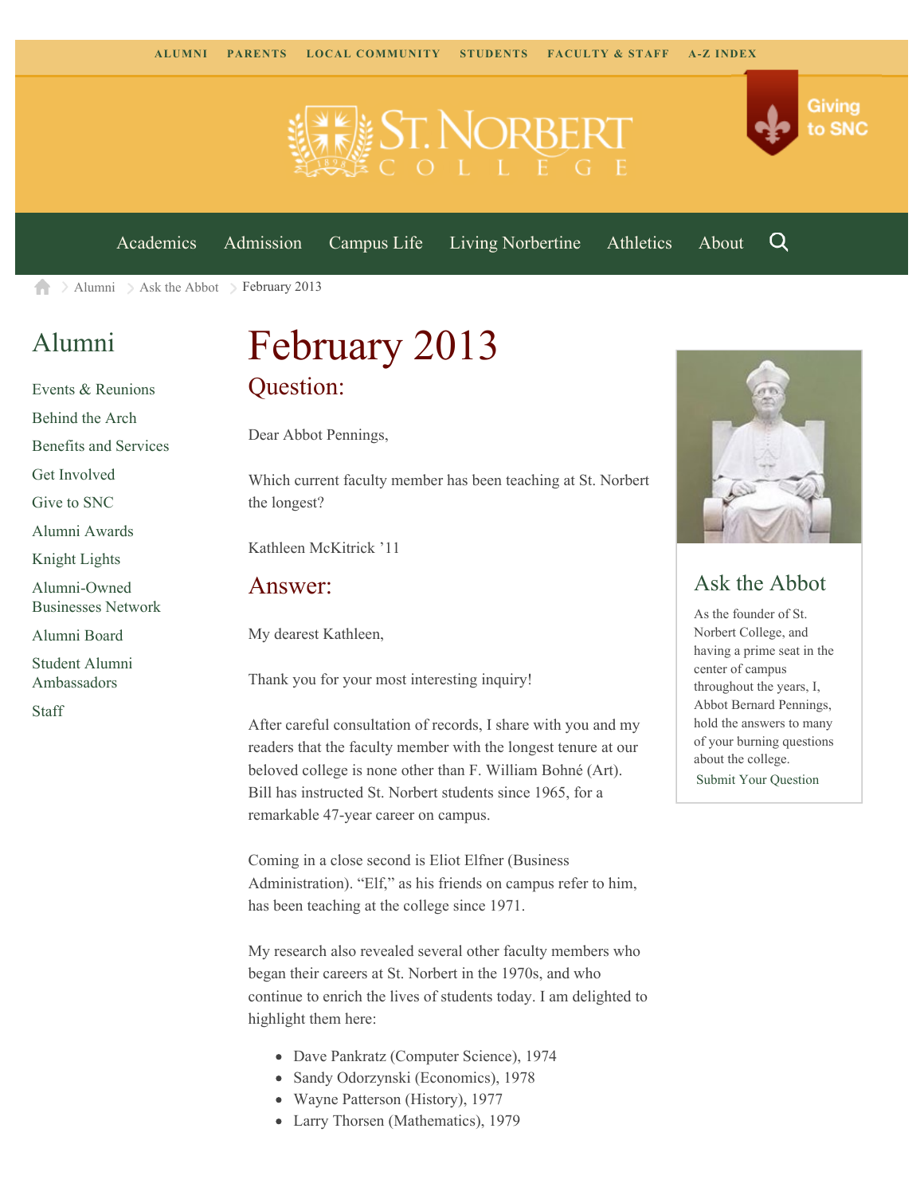ALUMNI PARENTS LOCAL COMMUNITY STUDENTS FACULTY & STAFF A-Z INDEX

Giving to SNC

Academics Admission Campus Life Living Norbertine Athletics About

Alumni > Ask the Abbot > February 2013

## Alumni

- Events & Reunions
- Behind the Arch
- Benefits and Services
- Get Involved
- Give to SNC
- Alumni Awards
- Knight Lights
- Alumni-Owned Businesses Network
- Alumni Board
- Student Alumni Ambassadors
- Staff

# February 2013

## Question:

Dear Abbot Pennings,

Which current faculty member has been teaching at St. Norbert the longest?

Kathleen McKitrick '11

## Answer:

My dearest Kathleen,

Thank you for your most interesting inquiry!

After careful consultation of records, I share with you and my readers that the faculty member with the longest tenure at our beloved college is none other than F. William Bohné (Art). Bill has instructed St. Norbert students since 1965, for a remarkable 47-year career on campus.

Coming in a close second is Eliot Elfner (Business Administration). "Elf," as his friends on campus refer to him, has been teaching at the college since 1971.

My research also revealed several other faculty members who began their careers at St. Norbert in the 1970s, and who continue to enrich the lives of students today. I am delighted to highlight them here:

- Dave Pankratz (Computer Science), 1974
- Sandy Odorzynski (Economics), 1978
- Wayne Patterson (History), 1977
- Larry Thorsen (Mathematics), 1979

## Ask the Abbot

As the founder of St. Norbert College, and having a prime seat in the center of campus throughout the years, I, Abbot Bernard Pennings, hold the answers to many of your burning questions about the college.

Submit Your Question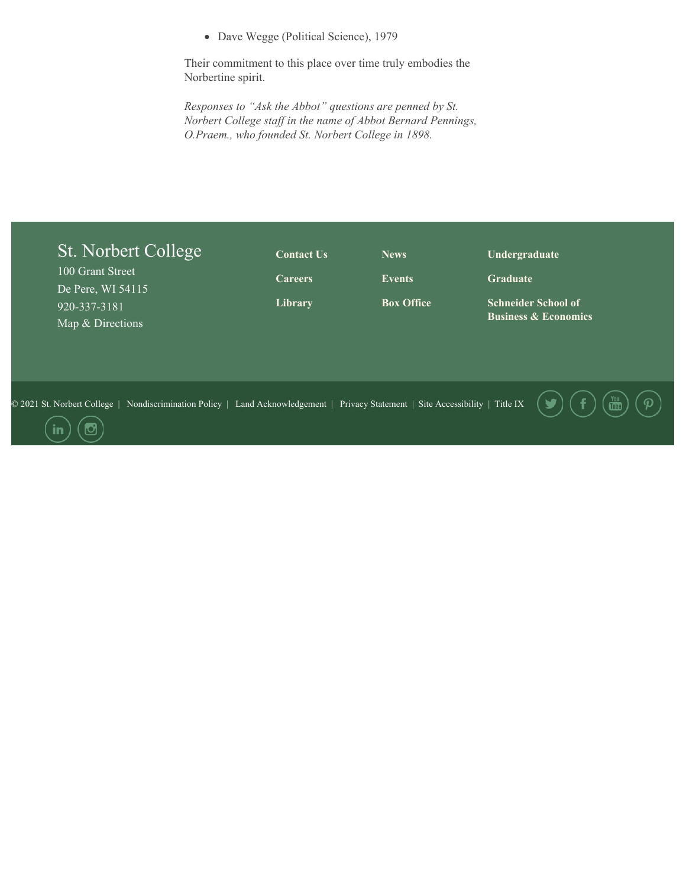- Dave Wegge (Political Science), 1979

Their commitment to this place over time truly embodies the Norbertine spirit.

*Responses to "Ask the Abbot" questions are penned by St. Norbert College staff in the name of Abbot Bernard Pennings, O.Praem., who founded St. Norbert College in 1898.*

St. Norbert College
100 Grant Street
De Pere, WI 54115
920-337-3181
Map & Directions

**Contact Us**
**Careers**
**Library**
**News**
**Events**
**Box Office**
**Undergraduate**
**Graduate**
**Schneider School of Business & Economics**

© 2021 St. Norbert College | Nondiscrimination Policy | Land Acknowledgement | Privacy Statement | Site Accessibility | Title IX